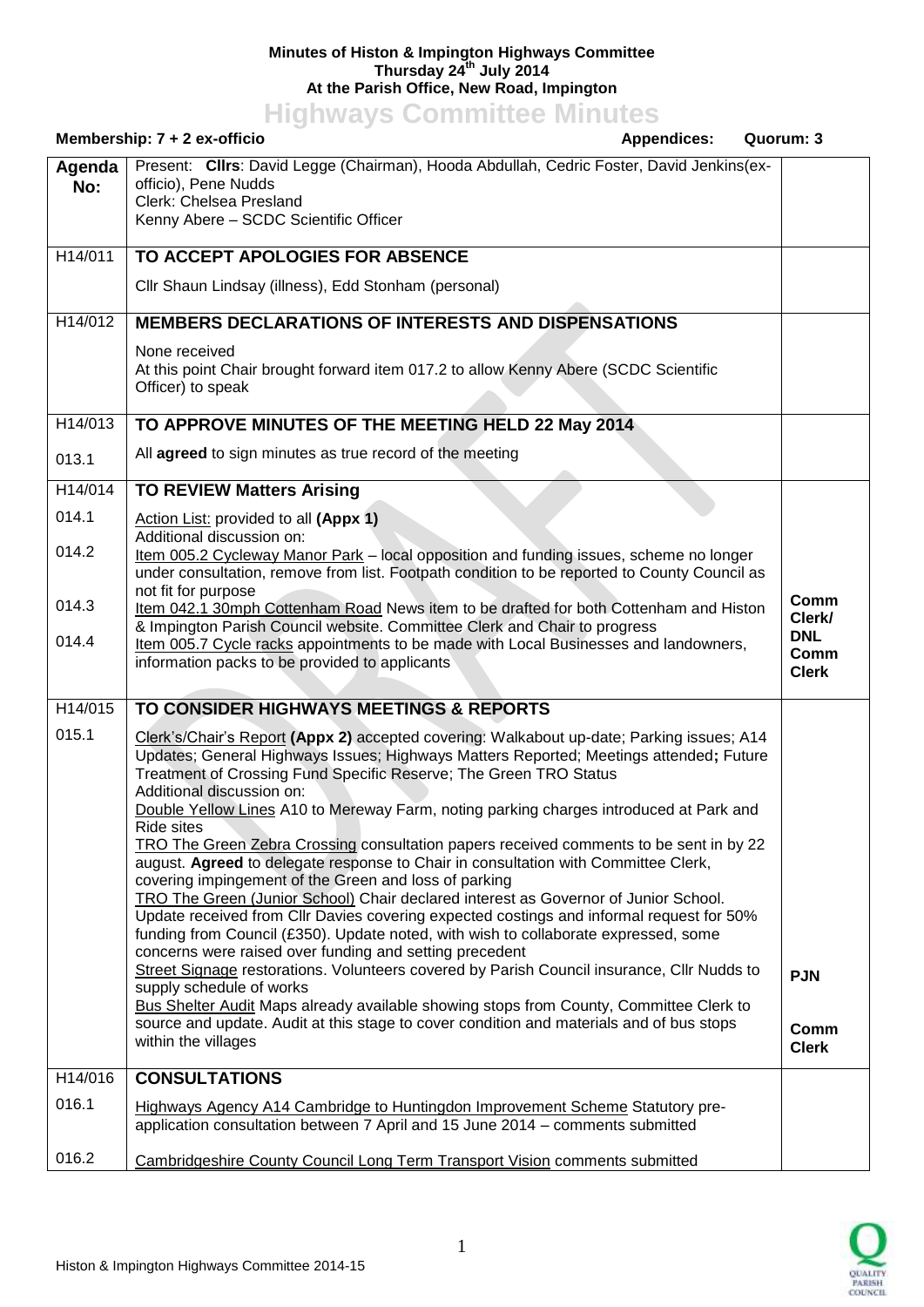**Minutes of Histon & Impington Highways Committee**
**Thursday 24th July 2014**
**At the Parish Office, New Road, Impington**

# Highways Committee Minutes

**Membership: 7 + 2 ex-officio** **Appendices:** **Quorum: 3**

| Agenda No: | Present: **Cllrs**: David Legge (Chairman), Hooda Abdullah, Cedric Foster, David Jenkins(ex-officio), Pene Nudds<br>Clerk: Chelsea Presland<br>Kenny Abere – SCDC Scientific Officer | |
|---|---|---|
| H14/011 | **TO ACCEPT APOLOGIES FOR ABSENCE**<br>Cllr Shaun Lindsay (illness), Edd Stonham (personal) | |
| H14/012 | **MEMBERS DECLARATIONS OF INTERESTS AND DISPENSATIONS**<br>None received<br>At this point Chair brought forward item 017.2 to allow Kenny Abere (SCDC Scientific Officer) to speak | |
| H14/013 | **TO APPROVE MINUTES OF THE MEETING HELD 22 May 2014** | |
| 013.1 | All **agreed** to sign minutes as true record of the meeting | |
| H14/014 | **TO REVIEW Matters Arising** | |
| 014.1 | Action List: provided to all **(Appx 1)**<br>Additional discussion on: | |
| 014.2 | Item 005.2 Cycleway Manor Park – local opposition and funding issues, scheme no longer under consultation, remove from list. Footpath condition to be reported to County Council as not fit for purpose | |
| 014.3 | Item 042.1 30mph Cottenham Road News item to be drafted for both Cottenham and Histon & Impington Parish Council website. Committee Clerk and Chair to progress | **Comm Clerk/ DNL** |
| 014.4 | Item 005.7 Cycle racks appointments to be made with Local Businesses and landowners, information packs to be provided to applicants | **Comm Clerk** |
| H14/015 | **TO CONSIDER HIGHWAYS MEETINGS & REPORTS** | |
| 015.1 | Clerk's/Chair's Report **(Appx 2)** accepted covering: Walkabout up-date; Parking issues; A14 Updates; General Highways Issues; Highways Matters Reported; Meetings attended**;** Future Treatment of Crossing Fund Specific Reserve; The Green TRO Status<br>Additional discussion on:<br>Double Yellow Lines A10 to Mereway Farm, noting parking charges introduced at Park and Ride sites<br>TRO The Green Zebra Crossing consultation papers received comments to be sent in by 22 august. **Agreed** to delegate response to Chair in consultation with Committee Clerk, covering impingement of the Green and loss of parking<br>TRO The Green (Junior School) Chair declared interest as Governor of Junior School. Update received from Cllr Davies covering expected costings and informal request for 50% funding from Council (£350). Update noted, with wish to collaborate expressed, some concerns were raised over funding and setting precedent<br>Street Signage restorations. Volunteers covered by Parish Council insurance, Cllr Nudds to supply schedule of works<br>Bus Shelter Audit Maps already available showing stops from County, Committee Clerk to source and update. Audit at this stage to cover condition and materials and of bus stops within the villages | **PJN**<br><br>**Comm Clerk** |
| H14/016 | **CONSULTATIONS** | |
| 016.1 | Highways Agency A14 Cambridge to Huntingdon Improvement Scheme Statutory pre-application consultation between 7 April and 15 June 2014 – comments submitted | |
| 016.2 | Cambridgeshire County Council Long Term Transport Vision comments submitted | |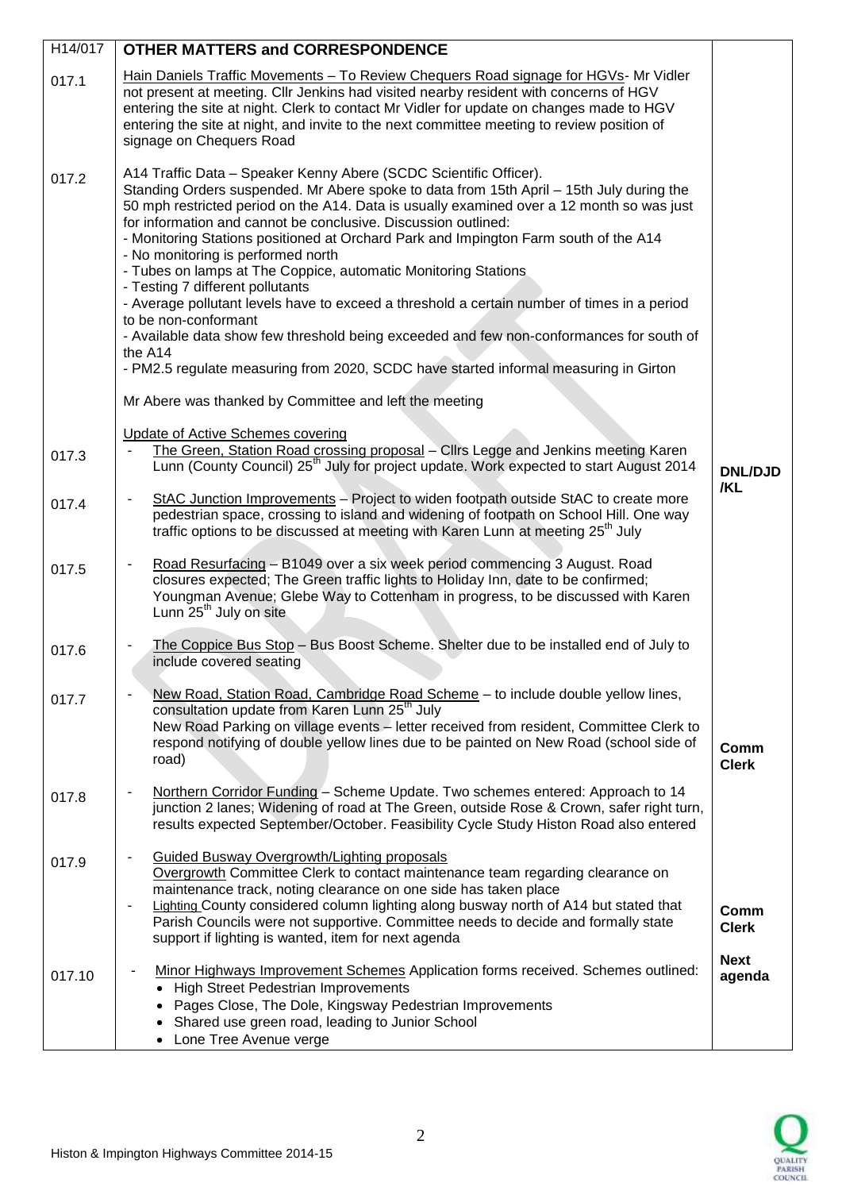| H14/017 | **OTHER MATTERS and CORRESPONDENCE** | |
|---|---|---|
| 017.1 | Hain Daniels Traffic Movements – To Review Chequers Road signage for HGVs- Mr Vidler not present at meeting. Cllr Jenkins had visited nearby resident with concerns of HGV entering the site at night. Clerk to contact Mr Vidler for update on changes made to HGV entering the site at night, and invite to the next committee meeting to review position of signage on Chequers Road | |
| 017.2 | A14 Traffic Data – Speaker Kenny Abere (SCDC Scientific Officer).<br>Standing Orders suspended. Mr Abere spoke to data from 15th April – 15th July during the 50 mph restricted period on the A14. Data is usually examined over a 12 month so was just for information and cannot be conclusive. Discussion outlined:<br>- Monitoring Stations positioned at Orchard Park and Impington Farm south of the A14<br>- No monitoring is performed north<br>- Tubes on lamps at The Coppice, automatic Monitoring Stations<br>- Testing 7 different pollutants<br>- Average pollutant levels have to exceed a threshold a certain number of times in a period to be non-conformant<br>- Available data show few threshold being exceeded and few non-conformances for south of the A14<br>- PM2.5 regulate measuring from 2020, SCDC have started informal measuring in Girton<br><br>Mr Abere was thanked by Committee and left the meeting<br><br>Update of Active Schemes covering | |
| 017.3 | - The Green, Station Road crossing proposal – Cllrs Legge and Jenkins meeting Karen Lunn (County Council) 25th July for project update. Work expected to start August 2014 | **DNL/DJD /KL** |
| 017.4 | - StAC Junction Improvements – Project to widen footpath outside StAC to create more pedestrian space, crossing to island and widening of footpath on School Hill. One way traffic options to be discussed at meeting with Karen Lunn at meeting 25th July | |
| 017.5 | - Road Resurfacing – B1049 over a six week period commencing 3 August. Road closures expected; The Green traffic lights to Holiday Inn, date to be confirmed; Youngman Avenue; Glebe Way to Cottenham in progress, to be discussed with Karen Lunn 25th July on site | |
| 017.6 | - The Coppice Bus Stop – Bus Boost Scheme. Shelter due to be installed end of July to include covered seating | |
| 017.7 | - New Road, Station Road, Cambridge Road Scheme – to include double yellow lines, consultation update from Karen Lunn 25th July<br>New Road Parking on village events – letter received from resident, Committee Clerk to respond notifying of double yellow lines due to be painted on New Road (school side of road) | **Comm Clerk** |
| 017.8 | - Northern Corridor Funding – Scheme Update. Two schemes entered: Approach to 14 junction 2 lanes; Widening of road at The Green, outside Rose & Crown, safer right turn, results expected September/October. Feasibility Cycle Study Histon Road also entered | |
| 017.9 | - Guided Busway Overgrowth/Lighting proposals<br>Overgrowth Committee Clerk to contact maintenance team regarding clearance on maintenance track, noting clearance on one side has taken place<br>- Lighting County considered column lighting along busway north of A14 but stated that Parish Councils were not supportive. Committee needs to decide and formally state support if lighting is wanted, item for next agenda | **Comm Clerk**<br><br>**Next agenda** |
| 017.10 | - Minor Highways Improvement Schemes Application forms received. Schemes outlined:<br>• High Street Pedestrian Improvements<br>• Pages Close, The Dole, Kingsway Pedestrian Improvements<br>• Shared use green road, leading to Junior School<br>• Lone Tree Avenue verge | |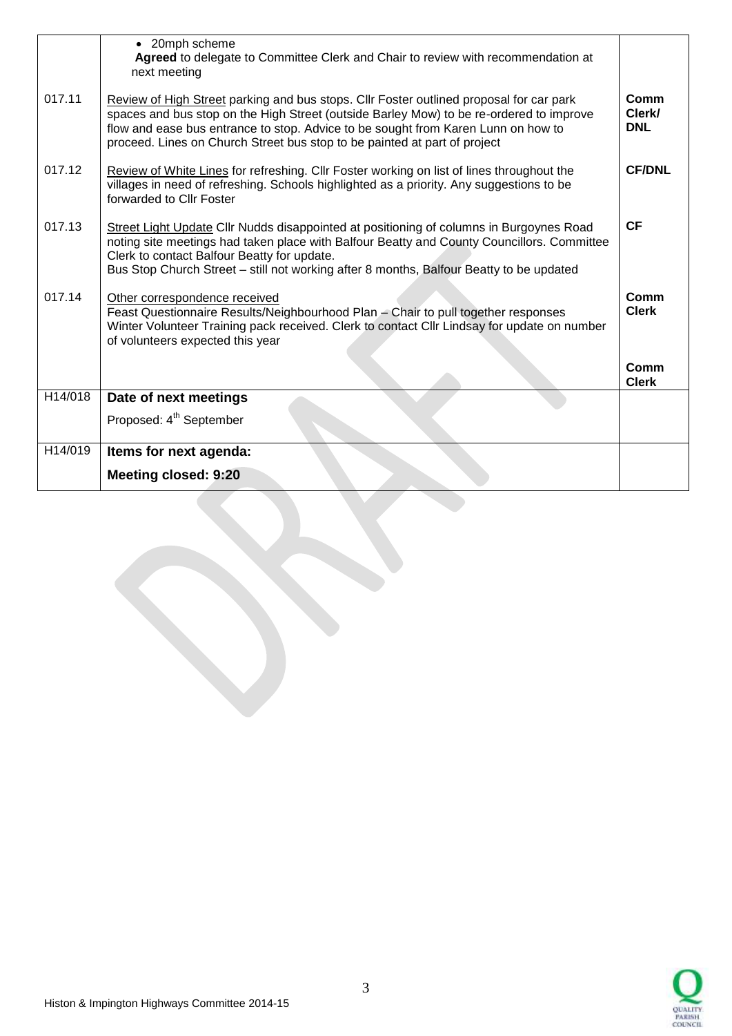| | | |
|---|---|---|
| | • 20mph scheme<br>**Agreed** to delegate to Committee Clerk and Chair to review with recommendation at next meeting | |
| 017.11 | Review of High Street parking and bus stops. Cllr Foster outlined proposal for car park spaces and bus stop on the High Street (outside Barley Mow) to be re-ordered to improve flow and ease bus entrance to stop. Advice to be sought from Karen Lunn on how to proceed. Lines on Church Street bus stop to be painted at part of project | **Comm Clerk/ DNL** |
| 017.12 | Review of White Lines for refreshing. Cllr Foster working on list of lines throughout the villages in need of refreshing. Schools highlighted as a priority. Any suggestions to be forwarded to Cllr Foster | **CF/DNL** |
| 017.13 | Street Light Update Cllr Nudds disappointed at positioning of columns in Burgoynes Road noting site meetings had taken place with Balfour Beatty and County Councillors. Committee Clerk to contact Balfour Beatty for update.<br>Bus Stop Church Street – still not working after 8 months, Balfour Beatty to be updated | **CF** |
| 017.14 | Other correspondence received<br>Feast Questionnaire Results/Neighbourhood Plan – Chair to pull together responses<br>Winter Volunteer Training pack received. Clerk to contact Cllr Lindsay for update on number of volunteers expected this year | **Comm Clerk**<br><br>**Comm Clerk** |
| H14/018 | **Date of next meetings**<br>Proposed: 4th September | |
| H14/019 | **Items for next agenda:**<br>**Meeting closed: 9:20** | |

Histon & Impington Highways Committee 2014-15